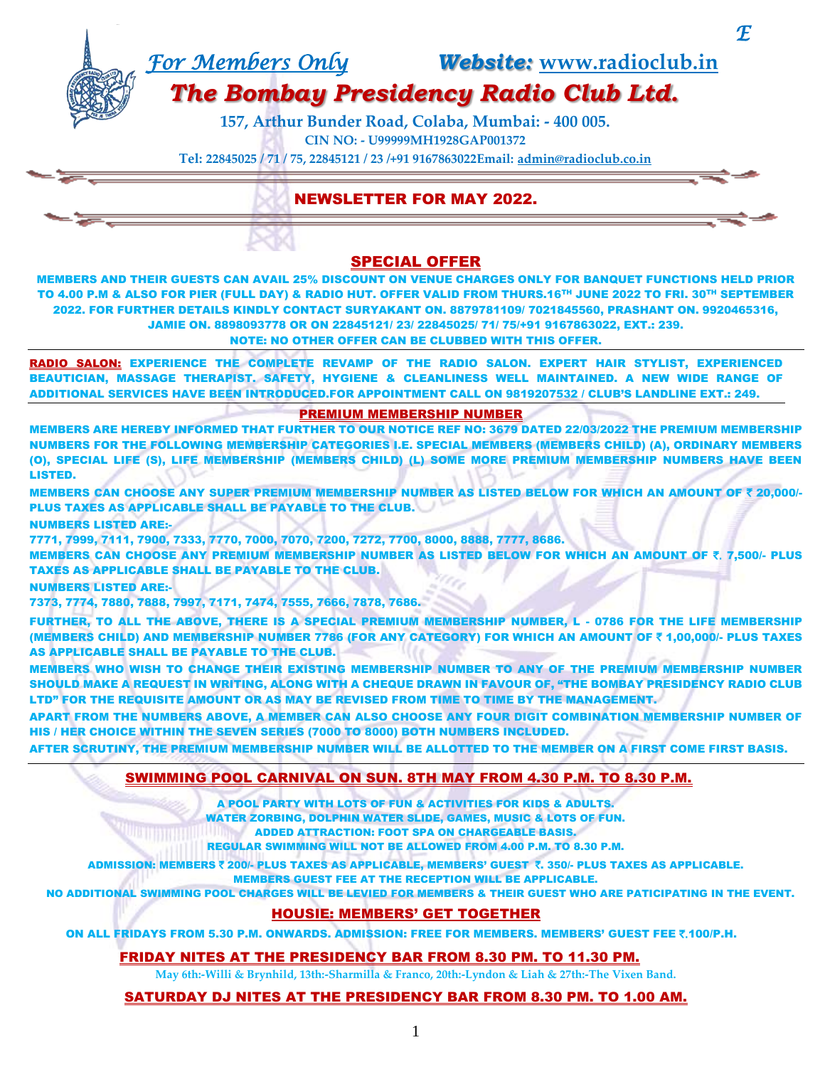*For Members Only* ***Website:*** **www.radioclub.in**

# *The Bombay Presidency Radio Club Ltd.*

**157, Arthur Bunder Road, Colaba, Mumbai: - 400 005.**

**CIN NO: - U99999MH1928GAP001372**

**Tel: 22845025 / 71 / 75, 22845121 / 23 /+91 9167863022Email: admin@radioclub.co.in**

## NEWSLETTER FOR MAY 2022.

### SPECIAL OFFER

MEMBERS AND THEIR GUESTS CAN AVAIL 25% DISCOUNT ON VENUE CHARGES ONLY FOR BANQUET FUNCTIONS HELD PRIOR TO 4.00 P.M & ALSO FOR PIER (FULL DAY) & RADIO HUT. OFFER VALID FROM THURS.16TH JUNE 2022 TO FRI. 30TH SEPTEMBER 2022. FOR FURTHER DETAILS KINDLY CONTACT SURYAKANT ON. 8879781109/ 7021845560, PRASHANT ON. 9920465316, JAMIE ON. 8898093778 OR ON 22845121/ 23/ 22845025/ 71/ 75/+91 9167863022, EXT.: 239.

NOTE: NO OTHER OFFER CAN BE CLUBBED WITH THIS OFFER.

**RADIO SALON:** EXPERIENCE THE COMPLETE REVAMP OF THE RADIO SALON. EXPERT HAIR STYLIST, EXPERIENCED BEAUTICIAN, MASSAGE THERAPIST. SAFETY, HYGIENE & CLEANLINESS WELL MAINTAINED. A NEW WIDE RANGE OF ADDITIONAL SERVICES HAVE BEEN INTRODUCED.FOR APPOINTMENT CALL ON 9819207532 / CLUB'S LANDLINE EXT.: 249.

### PREMIUM MEMBERSHIP NUMBER

MEMBERS ARE HEREBY INFORMED THAT FURTHER TO OUR NOTICE REF NO: 3679 DATED 22/03/2022 THE PREMIUM MEMBERSHIP NUMBERS FOR THE FOLLOWING MEMBERSHIP CATEGORIES I.E. SPECIAL MEMBERS (MEMBERS CHILD) (A), ORDINARY MEMBERS (O), SPECIAL LIFE (S), LIFE MEMBERSHIP (MEMBERS CHILD) (L) SOME MORE PREMIUM MEMBERSHIP NUMBERS HAVE BEEN LISTED.

MEMBERS CAN CHOOSE ANY SUPER PREMIUM MEMBERSHIP NUMBER AS LISTED BELOW FOR WHICH AN AMOUNT OF ₹ 20,000/- PLUS TAXES AS APPLICABLE SHALL BE PAYABLE TO THE CLUB.

NUMBERS LISTED ARE:-

7771, 7999, 7111, 7900, 7333, 7770, 7000, 7070, 7200, 7272, 7700, 8000, 8888, 7777, 8686.

MEMBERS CAN CHOOSE ANY PREMIUM MEMBERSHIP NUMBER AS LISTED BELOW FOR WHICH AN AMOUNT OF ₹. 7,500/- PLUS TAXES AS APPLICABLE SHALL BE PAYABLE TO THE CLUB.

NUMBERS LISTED ARE:-

7373, 7774, 7880, 7888, 7997, 7171, 7474, 7555, 7666, 7878, 7686.

FURTHER, TO ALL THE ABOVE, THERE IS A SPECIAL PREMIUM MEMBERSHIP NUMBER, L - 0786 FOR THE LIFE MEMBERSHIP (MEMBERS CHILD) AND MEMBERSHIP NUMBER 7786 (FOR ANY CATEGORY) FOR WHICH AN AMOUNT OF ₹ 1,00,000/- PLUS TAXES AS APPLICABLE SHALL BE PAYABLE TO THE CLUB.

MEMBERS WHO WISH TO CHANGE THEIR EXISTING MEMBERSHIP NUMBER TO ANY OF THE PREMIUM MEMBERSHIP NUMBER SHOULD MAKE A REQUEST IN WRITING, ALONG WITH A CHEQUE DRAWN IN FAVOUR OF, "THE BOMBAY PRESIDENCY RADIO CLUB LTD" FOR THE REQUISITE AMOUNT OR AS MAY BE REVISED FROM TIME TO TIME BY THE MANAGEMENT.

APART FROM THE NUMBERS ABOVE, A MEMBER CAN ALSO CHOOSE ANY FOUR DIGIT COMBINATION MEMBERSHIP NUMBER OF HIS / HER CHOICE WITHIN THE SEVEN SERIES (7000 TO 8000) BOTH NUMBERS INCLUDED.

AFTER SCRUTINY, THE PREMIUM MEMBERSHIP NUMBER WILL BE ALLOTTED TO THE MEMBER ON A FIRST COME FIRST BASIS.

### SWIMMING POOL CARNIVAL ON SUN. 8TH MAY FROM 4.30 P.M. TO 8.30 P.M.

A POOL PARTY WITH LOTS OF FUN & ACTIVITIES FOR KIDS & ADULTS.

WATER ZORBING, DOLPHIN WATER SLIDE, GAMES, MUSIC & LOTS OF FUN.

ADDED ATTRACTION: FOOT SPA ON CHARGEABLE BASIS.

REGULAR SWIMMING WILL NOT BE ALLOWED FROM 4.00 P.M. TO 8.30 P.M.

ADMISSION: MEMBERS ₹ 200/- PLUS TAXES AS APPLICABLE, MEMBERS' GUEST ₹. 350/- PLUS TAXES AS APPLICABLE.

MEMBERS GUEST FEE AT THE RECEPTION WILL BE APPLICABLE.

NO ADDITIONAL SWIMMING POOL CHARGES WILL BE LEVIED FOR MEMBERS & THEIR GUEST WHO ARE PATICIPATING IN THE EVENT.

### HOUSIE: MEMBERS' GET TOGETHER

ON ALL FRIDAYS FROM 5.30 P.M. ONWARDS. ADMISSION: FREE FOR MEMBERS. MEMBERS' GUEST FEE ₹.100/P.H.

### FRIDAY NITES AT THE PRESIDENCY BAR FROM 8.30 PM. TO 11.30 PM.

May 6th:-Willi & Brynhild, 13th:-Sharmilla & Franco, 20th:-Lyndon & Liah & 27th:-The Vixen Band.

### SATURDAY DJ NITES AT THE PRESIDENCY BAR FROM 8.30 PM. TO 1.00 AM.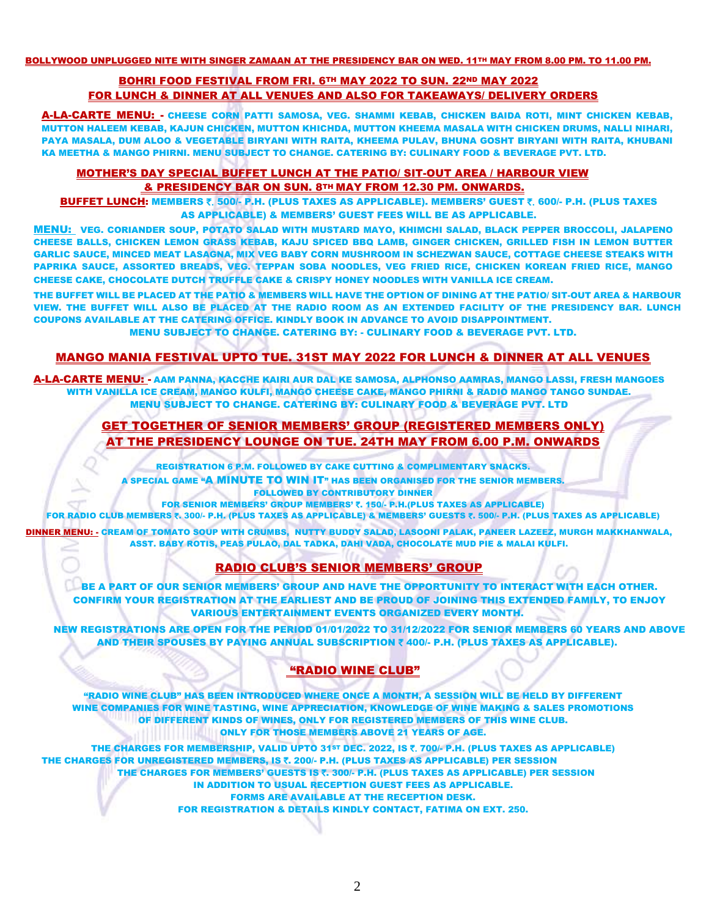**BOLLYWOOD UNPLUGGED NITE WITH SINGER ZAMAAN AT THE PRESIDENCY BAR ON WED. 11TH MAY FROM 8.00 PM. TO 11.00 PM.**

## BOHRI FOOD FESTIVAL FROM FRI. 6TH MAY 2022 TO SUN. 22ND MAY 2022
## FOR LUNCH & DINNER AT ALL VENUES AND ALSO FOR TAKEAWAYS/ DELIVERY ORDERS

**A-LA-CARTE MENU: -** CHEESE CORN PATTI SAMOSA, VEG. SHAMMI KEBAB, CHICKEN BAIDA ROTI, MINT CHICKEN KEBAB, MUTTON HALEEM KEBAB, KAJUN CHICKEN, MUTTON KHICHDA, MUTTON KHEEMA MASALA WITH CHICKEN DRUMS, NALLI NIHARI, PAYA MASALA, DUM ALOO & VEGETABLE BIRYANI WITH RAITA, KHEEMA PULAV, BHUNA GOSHT BIRYANI WITH RAITA, KHUBANI KA MEETHA & MANGO PHIRNI. MENU SUBJECT TO CHANGE. CATERING BY: CULINARY FOOD & BEVERAGE PVT. LTD.

## MOTHER'S DAY SPECIAL BUFFET LUNCH AT THE PATIO/ SIT-OUT AREA / HARBOUR VIEW & PRESIDENCY BAR ON SUN. 8TH MAY FROM 12.30 PM. ONWARDS.

**BUFFET LUNCH:** MEMBERS ₹. 500/- P.H. (PLUS TAXES AS APPLICABLE). MEMBERS' GUEST ₹. 600/- P.H. (PLUS TAXES AS APPLICABLE) & MEMBERS' GUEST FEES WILL BE AS APPLICABLE.

**MENU:** VEG. CORIANDER SOUP, POTATO SALAD WITH MUSTARD MAYO, KHIMCHI SALAD, BLACK PEPPER BROCCOLI, JALAPENO CHEESE BALLS, CHICKEN LEMON GRASS KEBAB, KAJU SPICED BBQ LAMB, GINGER CHICKEN, GRILLED FISH IN LEMON BUTTER GARLIC SAUCE, MINCED MEAT LASAGNA, MIX VEG BABY CORN MUSHROOM IN SCHEZWAN SAUCE, COTTAGE CHEESE STEAKS WITH PAPRIKA SAUCE, ASSORTED BREADS, VEG. TEPPAN SOBA NOODLES, VEG FRIED RICE, CHICKEN KOREAN FRIED RICE, MANGO CHEESE CAKE, CHOCOLATE DUTCH TRUFFLE CAKE & CRISPY HONEY NOODLES WITH VANILLA ICE CREAM.

THE BUFFET WILL BE PLACED AT THE PATIO & MEMBERS WILL HAVE THE OPTION OF DINING AT THE PATIO/ SIT-OUT AREA & HARBOUR VIEW. THE BUFFET WILL ALSO BE PLACED AT THE RADIO ROOM AS AN EXTENDED FACILITY OF THE PRESIDENCY BAR. LUNCH COUPONS AVAILABLE AT THE CATERING OFFICE. KINDLY BOOK IN ADVANCE TO AVOID DISAPPOINTMENT.

MENU SUBJECT TO CHANGE. CATERING BY: - CULINARY FOOD & BEVERAGE PVT. LTD.

## MANGO MANIA FESTIVAL UPTO TUE. 31ST MAY 2022 FOR LUNCH & DINNER AT ALL VENUES

**A-LA-CARTE MENU: -** AAM PANNA, KACCHE KAIRI AUR DAL KE SAMOSA, ALPHONSO AAMRAS, MANGO LASSI, FRESH MANGOES WITH VANILLA ICE CREAM, MANGO KULFI, MANGO CHEESE CAKE, MANGO PHIRNI & RADIO MANGO TANGO SUNDAE. MENU SUBJECT TO CHANGE. CATERING BY: CULINARY FOOD & BEVERAGE PVT. LTD

## GET TOGETHER OF SENIOR MEMBERS' GROUP (REGISTERED MEMBERS ONLY) AT THE PRESIDENCY LOUNGE ON TUE. 24TH MAY FROM 6.00 P.M. ONWARDS

REGISTRATION 6 P.M. FOLLOWED BY CAKE CUTTING & COMPLIMENTARY SNACKS.
A SPECIAL GAME "**A MINUTE TO WIN IT**" HAS BEEN ORGANISED FOR THE SENIOR MEMBERS.
FOLLOWED BY CONTRIBUTORY DINNER
FOR SENIOR MEMBERS' GROUP MEMBERS' ₹. 150/- P.H.(PLUS TAXES AS APPLICABLE)
FOR RADIO CLUB MEMBERS ₹. 300/- P.H. (PLUS TAXES AS APPLICABLE) & MEMBERS' GUESTS ₹. 500/- P.H. (PLUS TAXES AS APPLICABLE)

**DINNER MENU: -** CREAM OF TOMATO SOUP WITH CRUMBS, NUTTY BUDDY SALAD, LASOONI PALAK, PANEER LAZEEZ, MURGH MAKKHANWALA, ASST. BABY ROTIS, PEAS PULAO, DAL TADKA, DAHI VADA, CHOCOLATE MUD PIE & MALAI KULFI.

## RADIO CLUB'S SENIOR MEMBERS' GROUP

BE A PART OF OUR SENIOR MEMBERS' GROUP AND HAVE THE OPPORTUNITY TO INTERACT WITH EACH OTHER. CONFIRM YOUR REGISTRATION AT THE EARLIEST AND BE PROUD OF JOINING THIS EXTENDED FAMILY, TO ENJOY VARIOUS ENTERTAINMENT EVENTS ORGANIZED EVERY MONTH.

NEW REGISTRATIONS ARE OPEN FOR THE PERIOD 01/01/2022 TO 31/12/2022 FOR SENIOR MEMBERS 60 YEARS AND ABOVE AND THEIR SPOUSES BY PAYING ANNUAL SUBSCRIPTION ₹ 400/- P.H. (PLUS TAXES AS APPLICABLE).

## "RADIO WINE CLUB"

"RADIO WINE CLUB" HAS BEEN INTRODUCED WHERE ONCE A MONTH, A SESSION WILL BE HELD BY DIFFERENT WINE COMPANIES FOR WINE TASTING, WINE APPRECIATION, KNOWLEDGE OF WINE MAKING & SALES PROMOTIONS OF DIFFERENT KINDS OF WINES, ONLY FOR REGISTERED MEMBERS OF THIS WINE CLUB.
ONLY FOR THOSE MEMBERS ABOVE 21 YEARS OF AGE.

THE CHARGES FOR MEMBERSHIP, VALID UPTO 31ST DEC. 2022, IS ₹. 700/- P.H. (PLUS TAXES AS APPLICABLE)
THE CHARGES FOR UNREGISTERED MEMBERS, IS ₹. 200/- P.H. (PLUS TAXES AS APPLICABLE) PER SESSION
THE CHARGES FOR MEMBERS' GUESTS IS ₹. 300/- P.H. (PLUS TAXES AS APPLICABLE) PER SESSION
IN ADDITION TO USUAL RECEPTION GUEST FEES AS APPLICABLE.
FORMS ARE AVAILABLE AT THE RECEPTION DESK.
FOR REGISTRATION & DETAILS KINDLY CONTACT, FATIMA ON EXT. 250.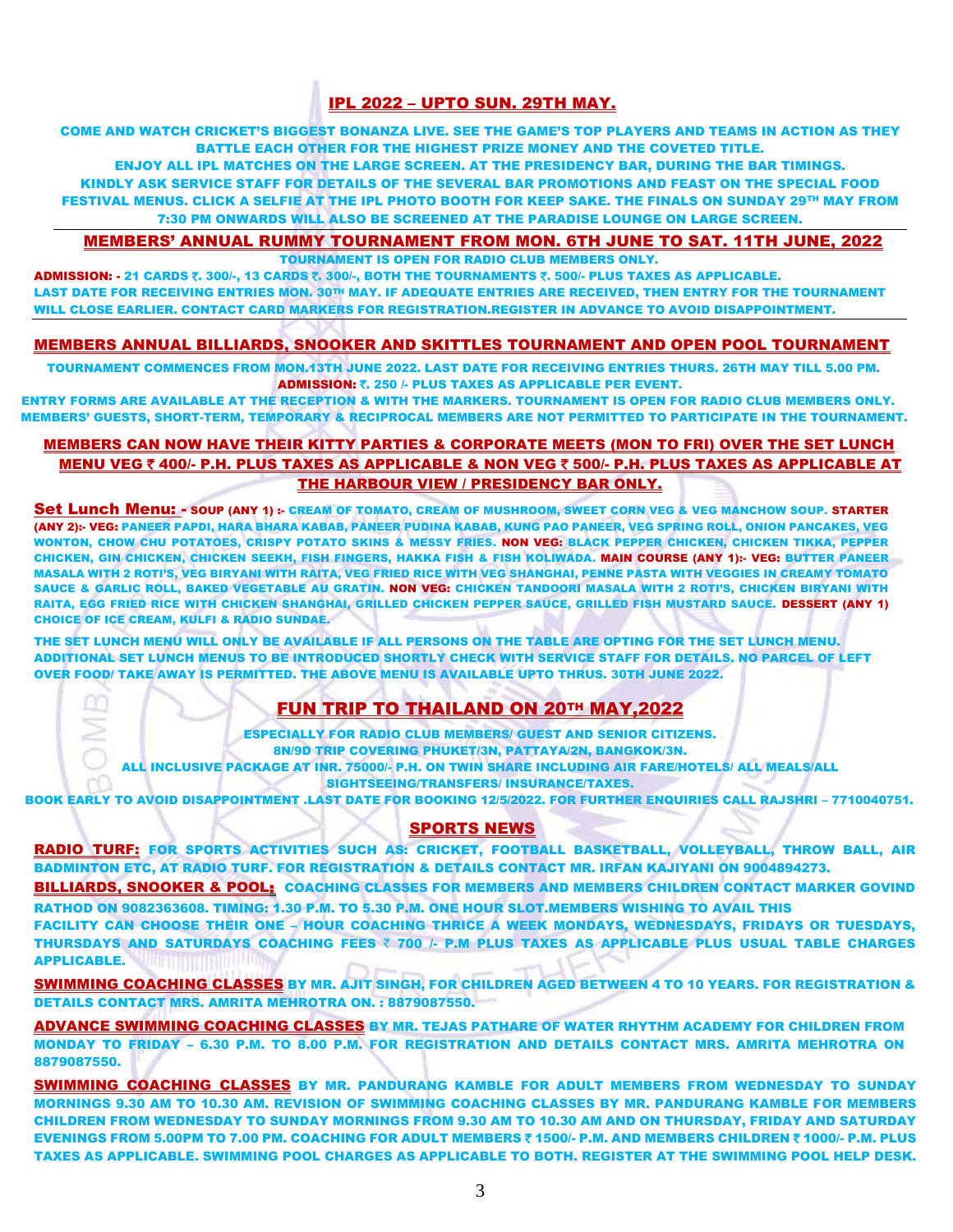## IPL 2022 – UPTO SUN. 29TH MAY.

COME AND WATCH CRICKET'S BIGGEST BONANZA LIVE. SEE THE GAME'S TOP PLAYERS AND TEAMS IN ACTION AS THEY BATTLE EACH OTHER FOR THE HIGHEST PRIZE MONEY AND THE COVETED TITLE.
ENJOY ALL IPL MATCHES ON THE LARGE SCREEN. AT THE PRESIDENCY BAR, DURING THE BAR TIMINGS.
KINDLY ASK SERVICE STAFF FOR DETAILS OF THE SEVERAL BAR PROMOTIONS AND FEAST ON THE SPECIAL FOOD FESTIVAL MENUS. CLICK A SELFIE AT THE IPL PHOTO BOOTH FOR KEEP SAKE. THE FINALS ON SUNDAY 29TH MAY FROM 7:30 PM ONWARDS WILL ALSO BE SCREENED AT THE PARADISE LOUNGE ON LARGE SCREEN.

## MEMBERS' ANNUAL RUMMY TOURNAMENT FROM MON. 6TH JUNE TO SAT. 11TH JUNE, 2022

TOURNAMENT IS OPEN FOR RADIO CLUB MEMBERS ONLY.

**ADMISSION: -** 21 CARDS ₹. 300/-, 13 CARDS ₹. 300/-, BOTH THE TOURNAMENTS ₹. 500/- PLUS TAXES AS APPLICABLE.
LAST DATE FOR RECEIVING ENTRIES MON. 30TH MAY. IF ADEQUATE ENTRIES ARE RECEIVED, THEN ENTRY FOR THE TOURNAMENT WILL CLOSE EARLIER. CONTACT CARD MARKERS FOR REGISTRATION.REGISTER IN ADVANCE TO AVOID DISAPPOINTMENT.

## MEMBERS ANNUAL BILLIARDS, SNOOKER AND SKITTLES TOURNAMENT AND OPEN POOL TOURNAMENT

TOURNAMENT COMMENCES FROM MON.13TH JUNE 2022. LAST DATE FOR RECEIVING ENTRIES THURS. 26TH MAY TILL 5.00 PM.
**ADMISSION:** ₹. 250 /- PLUS TAXES AS APPLICABLE PER EVENT.
ENTRY FORMS ARE AVAILABLE AT THE RECEPTION & WITH THE MARKERS. TOURNAMENT IS OPEN FOR RADIO CLUB MEMBERS ONLY. MEMBERS' GUESTS, SHORT-TERM, TEMPORARY & RECIPROCAL MEMBERS ARE NOT PERMITTED TO PARTICIPATE IN THE TOURNAMENT.

## MEMBERS CAN NOW HAVE THEIR KITTY PARTIES & CORPORATE MEETS (MON TO FRI) OVER THE SET LUNCH MENU VEG ₹ 400/- P.H. PLUS TAXES AS APPLICABLE & NON VEG ₹ 500/- P.H. PLUS TAXES AS APPLICABLE AT THE HARBOUR VIEW / PRESIDENCY BAR ONLY.

**Set Lunch Menu: -** **SOUP (ANY 1) :-** CREAM OF TOMATO, CREAM OF MUSHROOM, SWEET CORN VEG & VEG MANCHOW SOUP. **STARTER (ANY 2):- VEG:** PANEER PAPDI, HARA BHARA KABAB, PANEER PUDINA KABAB, KUNG PAO PANEER, VEG SPRING ROLL, ONION PANCAKES, VEG WONTON, CHOW CHU POTATOES, CRISPY POTATO SKINS & MESSY FRIES. **NON VEG:** BLACK PEPPER CHICKEN, CHICKEN TIKKA, PEPPER CHICKEN, GIN CHICKEN, CHICKEN SEEKH, FISH FINGERS, HAKKA FISH & FISH KOLIWADA. **MAIN COURSE (ANY 1):- VEG:** BUTTER PANEER MASALA WITH 2 ROTI'S, VEG BIRYANI WITH RAITA, VEG FRIED RICE WITH VEG SHANGHAI, PENNE PASTA WITH VEGGIES IN CREAMY TOMATO SAUCE & GARLIC ROLL, BAKED VEGETABLE AU GRATIN. **NON VEG:** CHICKEN TANDOORI MASALA WITH 2 ROTI'S, CHICKEN BIRYANI WITH RAITA, EGG FRIED RICE WITH CHICKEN SHANGHAI, GRILLED CHICKEN PEPPER SAUCE, GRILLED FISH MUSTARD SAUCE. **DESSERT (ANY 1)** CHOICE OF ICE CREAM, KULFI & RADIO SUNDAE.

THE SET LUNCH MENU WILL ONLY BE AVAILABLE IF ALL PERSONS ON THE TABLE ARE OPTING FOR THE SET LUNCH MENU. ADDITIONAL SET LUNCH MENUS TO BE INTRODUCED SHORTLY CHECK WITH SERVICE STAFF FOR DETAILS. NO PARCEL OF LEFT OVER FOOD/ TAKE AWAY IS PERMITTED. THE ABOVE MENU IS AVAILABLE UPTO THRUS. 30TH JUNE 2022.

## FUN TRIP TO THAILAND ON 20TH MAY,2022

ESPECIALLY FOR RADIO CLUB MEMBERS/ GUEST AND SENIOR CITIZENS.
8N/9D TRIP COVERING PHUKET/3N, PATTAYA/2N, BANGKOK/3N.
ALL INCLUSIVE PACKAGE AT INR. 75000/- P.H. ON TWIN SHARE INCLUDING AIR FARE/HOTELS/ ALL MEALS/ALL SIGHTSEEING/TRANSFERS/ INSURANCE/TAXES.
BOOK EARLY TO AVOID DISAPPOINTMENT .LAST DATE FOR BOOKING 12/5/2022. FOR FURTHER ENQUIRIES CALL RAJSHRI – 7710040751.

## SPORTS NEWS

**RADIO TURF:** FOR SPORTS ACTIVITIES SUCH AS: CRICKET, FOOTBALL BASKETBALL, VOLLEYBALL, THROW BALL, AIR BADMINTON ETC, AT RADIO TURF. FOR REGISTRATION & DETAILS CONTACT MR. IRFAN KAJIYANI ON 9004894273.

**BILLIARDS, SNOOKER & POOL:** COACHING CLASSES FOR MEMBERS AND MEMBERS CHILDREN CONTACT MARKER GOVIND RATHOD ON 9082363608. TIMING: 1.30 P.M. TO 5.30 P.M. ONE HOUR SLOT.MEMBERS WISHING TO AVAIL THIS FACILITY CAN CHOOSE THEIR ONE – HOUR COACHING THRICE A WEEK MONDAYS, WEDNESDAYS, FRIDAYS OR TUESDAYS, THURSDAYS AND SATURDAYS COACHING FEES ₹ 700 /- P.M PLUS TAXES AS APPLICABLE PLUS USUAL TABLE CHARGES APPLICABLE.

**SWIMMING COACHING CLASSES** BY MR. AJIT SINGH, FOR CHILDREN AGED BETWEEN 4 TO 10 YEARS. FOR REGISTRATION & DETAILS CONTACT MRS. AMRITA MEHROTRA ON. : 8879087550.

**ADVANCE SWIMMING COACHING CLASSES** BY MR. TEJAS PATHARE OF WATER RHYTHM ACADEMY FOR CHILDREN FROM MONDAY TO FRIDAY – 6.30 P.M. TO 8.00 P.M. FOR REGISTRATION AND DETAILS CONTACT MRS. AMRITA MEHROTRA ON 8879087550.

**SWIMMING COACHING CLASSES** BY MR. PANDURANG KAMBLE FOR ADULT MEMBERS FROM WEDNESDAY TO SUNDAY MORNINGS 9.30 AM TO 10.30 AM. REVISION OF SWIMMING COACHING CLASSES BY MR. PANDURANG KAMBLE FOR MEMBERS CHILDREN FROM WEDNESDAY TO SUNDAY MORNINGS FROM 9.30 AM TO 10.30 AM AND ON THURSDAY, FRIDAY AND SATURDAY EVENINGS FROM 5.00PM TO 7.00 PM. COACHING FOR ADULT MEMBERS ₹ 1500/- P.M. AND MEMBERS CHILDREN ₹ 1000/- P.M. PLUS TAXES AS APPLICABLE. SWIMMING POOL CHARGES AS APPLICABLE TO BOTH. REGISTER AT THE SWIMMING POOL HELP DESK.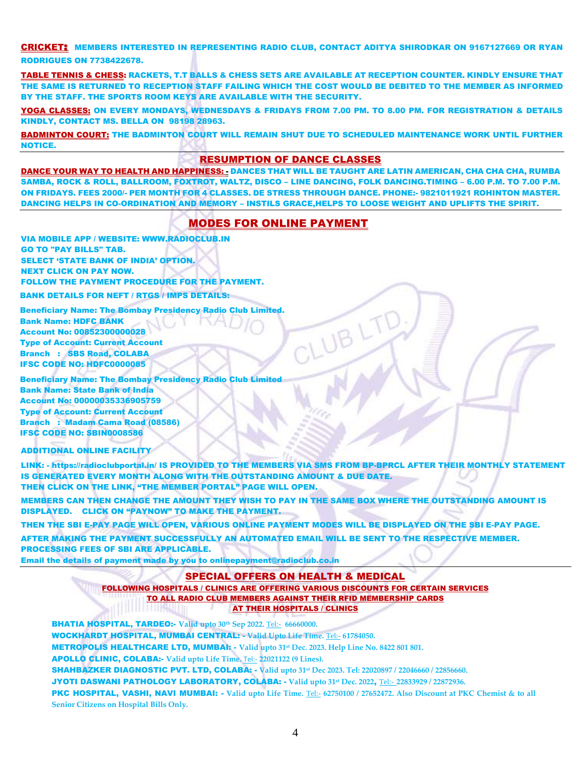**CRICKET:** MEMBERS INTERESTED IN REPRESENTING RADIO CLUB, CONTACT ADITYA SHIRODKAR ON 9167127669 OR RYAN RODRIGUES ON 7738422678.

**TABLE TENNIS & CHESS:** RACKETS, T.T BALLS & CHESS SETS ARE AVAILABLE AT RECEPTION COUNTER. KINDLY ENSURE THAT THE SAME IS RETURNED TO RECEPTION STAFF FAILING WHICH THE COST WOULD BE DEBITED TO THE MEMBER AS INFORMED BY THE STAFF. THE SPORTS ROOM KEYS ARE AVAILABLE WITH THE SECURITY.

**YOGA CLASSES:** ON EVERY MONDAYS, WEDNESDAYS & FRIDAYS FROM 7.00 PM. TO 8.00 PM. FOR REGISTRATION & DETAILS KINDLY, CONTACT MS. BELLA ON 98198 28963.

**BADMINTON COURT:** THE BADMINTON COURT WILL REMAIN SHUT DUE TO SCHEDULED MAINTENANCE WORK UNTIL FURTHER NOTICE.

## RESUMPTION OF DANCE CLASSES

**DANCE YOUR WAY TO HEALTH AND HAPPINESS: -** DANCES THAT WILL BE TAUGHT ARE LATIN AMERICAN, CHA CHA CHA, RUMBA SAMBA, ROCK & ROLL, BALLROOM, FOXTROT, WALTZ, DISCO – LINE DANCING, FOLK DANCING.TIMING – 6.00 P.M. TO 7.00 P.M. ON FRIDAYS. FEES 2000/- PER MONTH FOR 4 CLASSES. DE STRESS THROUGH DANCE. PHONE:- 9821011921 ROHINTON MASTER. DANCING HELPS IN CO-ORDINATION AND MEMORY – INSTILS GRACE,HELPS TO LOOSE WEIGHT AND UPLIFTS THE SPIRIT.

## MODES FOR ONLINE PAYMENT

VIA MOBILE APP / WEBSITE: WWW.RADIOCLUB.IN
GO TO "PAY BILLS" TAB.
SELECT 'STATE BANK OF INDIA' OPTION.
NEXT CLICK ON PAY NOW.
FOLLOW THE PAYMENT PROCEDURE FOR THE PAYMENT.

BANK DETAILS FOR NEFT / RTGS / IMPS DETAILS:

**Beneficiary Name: The Bombay Presidency Radio Club Limited.**
**Bank Name: HDFC BANK**
**Account No: 00852300000028**
**Type of Account: Current Account**
**Branch : SBS Road, COLABA**
**IFSC CODE NO: HDFC0000085**

**Beneficiary Name: The Bombay Presidency Radio Club Limited**
**Bank Name: State Bank of India**
**Account No: 00000035336905759**
**Type of Account: Current Account**
**Branch : Madam Cama Road (08586)**
**IFSC CODE NO: SBIN0008586**

ADDITIONAL ONLINE FACILITY

LINK: - https://radioclubportal.in/ IS PROVIDED TO THE MEMBERS VIA SMS FROM BP-BPRCL AFTER THEIR MONTHLY STATEMENT IS GENERATED EVERY MONTH ALONG WITH THE OUTSTANDING AMOUNT & DUE DATE.
THEN CLICK ON THE LINK, "THE MEMBER PORTAL" PAGE WILL OPEN.

MEMBERS CAN THEN CHANGE THE AMOUNT THEY WISH TO PAY IN THE SAME BOX WHERE THE OUTSTANDING AMOUNT IS DISPLAYED. CLICK ON "PAYNOW" TO MAKE THE PAYMENT.

THEN THE SBI E-PAY PAGE WILL OPEN, VARIOUS ONLINE PAYMENT MODES WILL BE DISPLAYED ON THE SBI E-PAY PAGE.

AFTER MAKING THE PAYMENT SUCCESSFULLY AN AUTOMATED EMAIL WILL BE SENT TO THE RESPECTIVE MEMBER.
PROCESSING FEES OF SBI ARE APPLICABLE.
**Email the details of payment made by you to onlinepayment@radioclub.co.in**

## SPECIAL OFFERS ON HEALTH & MEDICAL

**FOLLOWING HOSPITALS / CLINICS ARE OFFERING VARIOUS DISCOUNTS FOR CERTAIN SERVICES TO ALL RADIO CLUB MEMBERS AGAINST THEIR RFID MEMBERSHIP CARDS AT THEIR HOSPITALS / CLINICS**

**BHATIA HOSPITAL, TARDEO:-** Valid upto 30th Sep 2022. Tel:- 66660000.
**WOCKHARDT HOSPITAL, MUMBAI CENTRAL: -** Valid Upto Life Time. Tel:- 61784050.
**METROPOLIS HEALTHCARE LTD, MUMBAI: -** Valid upto 31st Dec. 2023. Help Line No. 8422 801 801.
**APOLLO CLINIC, COLABA:-** Valid upto Life Time. Tel:- 22021122 (9 Lines).
**SHAHBAZKER DIAGNOSTIC PVT. LTD, COLABA: -** Valid upto 31st Dec 2023. Tel: 22020897 / 22046660 / 22856660.
**JYOTI DASWANI PATHOLOGY LABORATORY, COLABA: -** Valid upto 31st Dec. 2022, Tel:- 22833929 / 22872936.
**PKC HOSPITAL, VASHI, NAVI MUMBAI: -** Valid upto Life Time. Tel:- 62750100 / 27652472. Also Discount at PKC Chemist & to all Senior Citizens on Hospital Bills Only.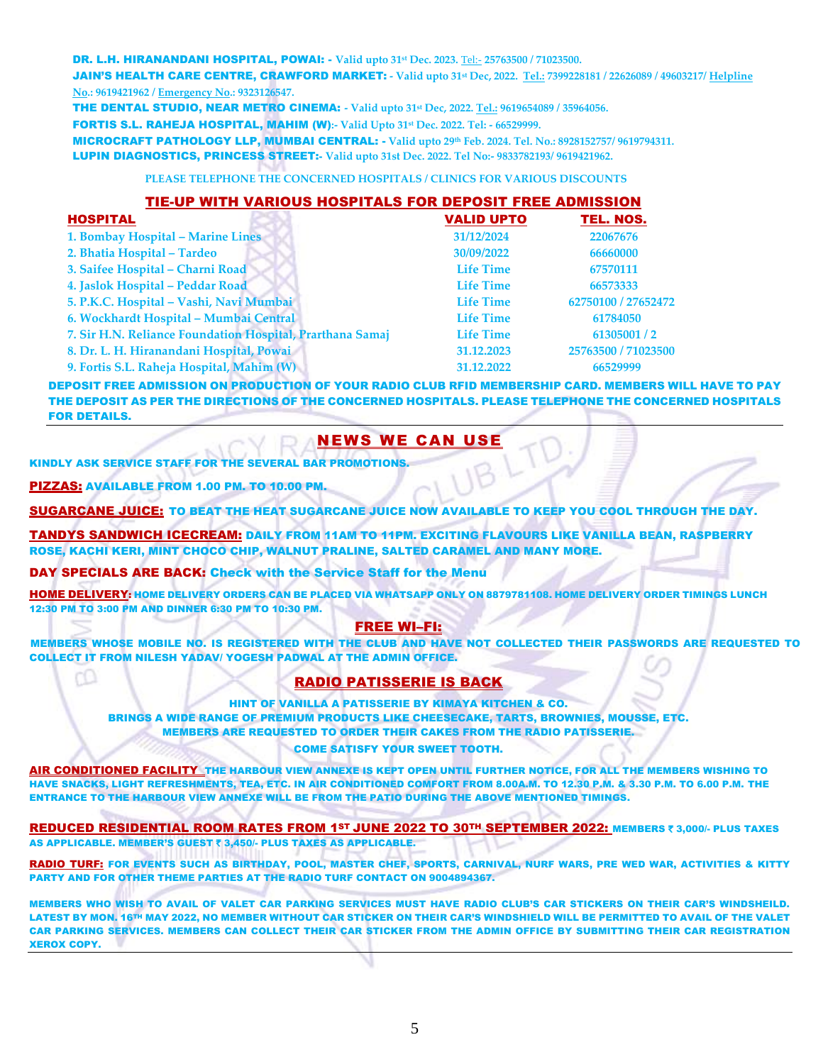**DR. L.H. HIRANANDANI HOSPITAL, POWAI: -** Valid upto 31st Dec. 2023. Tel:- 25763500 / 71023500.

**JAIN'S HEALTH CARE CENTRE, CRAWFORD MARKET: -** Valid upto 31st Dec, 2022. Tel.: 7399228181 / 22626089 / 49603217/ Helpline No.: 9619421962 / Emergency No.: 9323126547.

**THE DENTAL STUDIO, NEAR METRO CINEMA: -** Valid upto 31st Dec, 2022. Tel.: 9619654089 / 35964056.

**FORTIS S.L. RAHEJA HOSPITAL, MAHIM (W):-** Valid Upto 31st Dec. 2022. Tel: - 66529999.

**MICROCRAFT PATHOLOGY LLP, MUMBAI CENTRAL: -** Valid upto 29th Feb. 2024. Tel. No.: 8928152757/ 9619794311.

**LUPIN DIAGNOSTICS, PRINCESS STREET:-** Valid upto 31st Dec. 2022. Tel No:- 9833782193/ 9619421962.

PLEASE TELEPHONE THE CONCERNED HOSPITALS / CLINICS FOR VARIOUS DISCOUNTS

## TIE-UP WITH VARIOUS HOSPITALS FOR DEPOSIT FREE ADMISSION

| HOSPITAL | VALID UPTO | TEL. NOS. |
|---|---|---|
| 1. Bombay Hospital – Marine Lines | 31/12/2024 | 22067676 |
| 2. Bhatia Hospital – Tardeo | 30/09/2022 | 66660000 |
| 3. Saifee Hospital – Charni Road | Life Time | 67570111 |
| 4. Jaslok Hospital – Peddar Road | Life Time | 66573333 |
| 5. P.K.C. Hospital – Vashi, Navi Mumbai | Life Time | 62750100 / 27652472 |
| 6. Wockhardt Hospital – Mumbai Central | Life Time | 61784050 |
| 7. Sir H.N. Reliance Foundation Hospital, Prarthana Samaj | Life Time | 61305001 / 2 |
| 8. Dr. L. H. Hiranandani Hospital, Powai | 31.12.2023 | 25763500 / 71023500 |
| 9. Fortis S.L. Raheja Hospital, Mahim (W) | 31.12.2022 | 66529999 |

DEPOSIT FREE ADMISSION ON PRODUCTION OF YOUR RADIO CLUB RFID MEMBERSHIP CARD. MEMBERS WILL HAVE TO PAY THE DEPOSIT AS PER THE DIRECTIONS OF THE CONCERNED HOSPITALS. PLEASE TELEPHONE THE CONCERNED HOSPITALS FOR DETAILS.

## NEWS WE CAN USE

KINDLY ASK SERVICE STAFF FOR THE SEVERAL BAR PROMOTIONS.

**PIZZAS:** AVAILABLE FROM 1.00 PM. TO 10.00 PM.

**SUGARCANE JUICE:** TO BEAT THE HEAT SUGARCANE JUICE NOW AVAILABLE TO KEEP YOU COOL THROUGH THE DAY.

**TANDYS SANDWICH ICECREAM:** DAILY FROM 11AM TO 11PM. EXCITING FLAVOURS LIKE VANILLA BEAN, RASPBERRY ROSE, KACHI KERI, MINT CHOCO CHIP, WALNUT PRALINE, SALTED CARAMEL AND MANY MORE.

**DAY SPECIALS ARE BACK:** Check with the Service Staff for the Menu

**HOME DELIVERY:** HOME DELIVERY ORDERS CAN BE PLACED VIA WHATSAPP ONLY ON 8879781108. HOME DELIVERY ORDER TIMINGS LUNCH 12:30 PM TO 3:00 PM AND DINNER 6:30 PM TO 10:30 PM.

### FREE WI–FI:

MEMBERS WHOSE MOBILE NO. IS REGISTERED WITH THE CLUB AND HAVE NOT COLLECTED THEIR PASSWORDS ARE REQUESTED TO COLLECT IT FROM NILESH YADAV/ YOGESH PADWAL AT THE ADMIN OFFICE.

### RADIO PATISSERIE IS BACK

HINT OF VANILLA A PATISSERIE BY KIMAYA KITCHEN & CO.
BRINGS A WIDE RANGE OF PREMIUM PRODUCTS LIKE CHEESECAKE, TARTS, BROWNIES, MOUSSE, ETC.
MEMBERS ARE REQUESTED TO ORDER THEIR CAKES FROM THE RADIO PATISSERIE.
COME SATISFY YOUR SWEET TOOTH.

**AIR CONDITIONED FACILITY** THE HARBOUR VIEW ANNEXE IS KEPT OPEN UNTIL FURTHER NOTICE, FOR ALL THE MEMBERS WISHING TO HAVE SNACKS, LIGHT REFRESHMENTS, TEA, ETC. IN AIR CONDITIONED COMFORT FROM 8.00A.M. TO 12.30 P.M. & 3.30 P.M. TO 6.00 P.M. THE ENTRANCE TO THE HARBOUR VIEW ANNEXE WILL BE FROM THE PATIO DURING THE ABOVE MENTIONED TIMINGS.

**REDUCED RESIDENTIAL ROOM RATES FROM 1ST JUNE 2022 TO 30TH SEPTEMBER 2022:** MEMBERS ₹ 3,000/- PLUS TAXES AS APPLICABLE. MEMBER'S GUEST ₹ 3,450/- PLUS TAXES AS APPLICABLE.

**RADIO TURF:** FOR EVENTS SUCH AS BIRTHDAY, POOL, MASTER CHEF, SPORTS, CARNIVAL, NURF WARS, PRE WED WAR, ACTIVITIES & KITTY PARTY AND FOR OTHER THEME PARTIES AT THE RADIO TURF CONTACT ON 9004894367.

MEMBERS WHO WISH TO AVAIL OF VALET CAR PARKING SERVICES MUST HAVE RADIO CLUB'S CAR STICKERS ON THEIR CAR'S WINDSHEILD. LATEST BY MON. 16TH MAY 2022, NO MEMBER WITHOUT CAR STICKER ON THEIR CAR'S WINDSHIELD WILL BE PERMITTED TO AVAIL OF THE VALET CAR PARKING SERVICES. MEMBERS CAN COLLECT THEIR CAR STICKER FROM THE ADMIN OFFICE BY SUBMITTING THEIR CAR REGISTRATION XEROX COPY.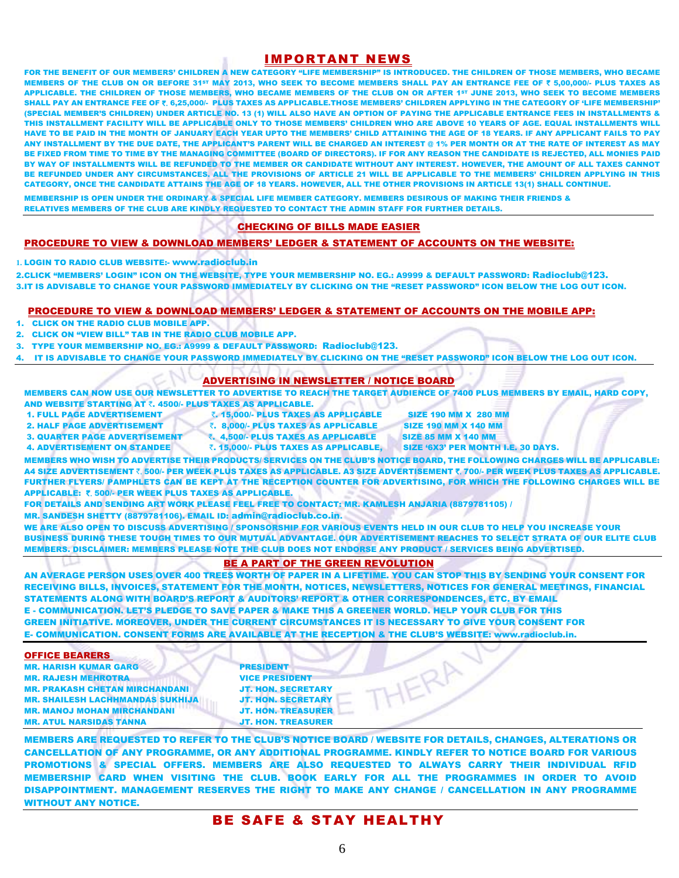# IMPORTANT NEWS

FOR THE BENEFIT OF OUR MEMBERS' CHILDREN A NEW CATEGORY "LIFE MEMBERSHIP" IS INTRODUCED. THE CHILDREN OF THOSE MEMBERS, WHO BECAME MEMBERS OF THE CLUB ON OR BEFORE 31ST MAY 2013, WHO SEEK TO BECOME MEMBERS SHALL PAY AN ENTRANCE FEE OF ₹ 5,00,000/- PLUS TAXES AS APPLICABLE. THE CHILDREN OF THOSE MEMBERS, WHO BECAME MEMBERS OF THE CLUB ON OR AFTER 1ST JUNE 2013, WHO SEEK TO BECOME MEMBERS SHALL PAY AN ENTRANCE FEE OF ₹. 6,25,000/- PLUS TAXES AS APPLICABLE.THOSE MEMBERS' CHILDREN APPLYING IN THE CATEGORY OF 'LIFE MEMBERSHIP' (SPECIAL MEMBER'S CHILDREN) UNDER ARTICLE NO. 13 (1) WILL ALSO HAVE AN OPTION OF PAYING THE APPLICABLE ENTRANCE FEES IN INSTALLMENTS & THIS INSTALLMENT FACILITY WILL BE APPLICABLE ONLY TO THOSE MEMBERS' CHILDREN WHO ARE ABOVE 10 YEARS OF AGE. EQUAL INSTALLMENTS WILL HAVE TO BE PAID IN THE MONTH OF JANUARY EACH YEAR UPTO THE MEMBERS' CHILD ATTAINING THE AGE OF 18 YEARS. IF ANY APPLICANT FAILS TO PAY ANY INSTALLMENT BY THE DUE DATE, THE APPLICANT'S PARENT WILL BE CHARGED AN INTEREST @ 1% PER MONTH OR AT THE RATE OF INTEREST AS MAY BE FIXED FROM TIME TO TIME BY THE MANAGING COMMITTEE (BOARD OF DIRECTORS). IF FOR ANY REASON THE CANDIDATE IS REJECTED, ALL MONIES PAID BY WAY OF INSTALLMENTS WILL BE REFUNDED TO THE MEMBER OR CANDIDATE WITHOUT ANY INTEREST. HOWEVER, THE AMOUNT OF ALL TAXES CANNOT BE REFUNDED UNDER ANY CIRCUMSTANCES. ALL THE PROVISIONS OF ARTICLE 21 WILL BE APPLICABLE TO THE MEMBERS' CHILDREN APPLYING IN THIS CATEGORY, ONCE THE CANDIDATE ATTAINS THE AGE OF 18 YEARS. HOWEVER, ALL THE OTHER PROVISIONS IN ARTICLE 13(1) SHALL CONTINUE.

MEMBERSHIP IS OPEN UNDER THE ORDINARY & SPECIAL LIFE MEMBER CATEGORY. MEMBERS DESIROUS OF MAKING THEIR FRIENDS & RELATIVES MEMBERS OF THE CLUB ARE KINDLY REQUESTED TO CONTACT THE ADMIN STAFF FOR FURTHER DETAILS.

## CHECKING OF BILLS MADE EASIER

## PROCEDURE TO VIEW & DOWNLOAD MEMBERS' LEDGER & STATEMENT OF ACCOUNTS ON THE WEBSITE:

1. LOGIN TO RADIO CLUB WEBSITE:- www.radioclub.in
2. CLICK "MEMBERS' LOGIN" ICON ON THE WEBSITE, TYPE YOUR MEMBERSHIP NO. EG.: A9999 & DEFAULT PASSWORD: Radioclub@123.
3. IT IS ADVISABLE TO CHANGE YOUR PASSWORD IMMEDIATELY BY CLICKING ON THE "RESET PASSWORD" ICON BELOW THE LOG OUT ICON.

## PROCEDURE TO VIEW & DOWNLOAD MEMBERS' LEDGER & STATEMENT OF ACCOUNTS ON THE MOBILE APP:

1. CLICK ON THE RADIO CLUB MOBILE APP.
2. CLICK ON "VIEW BILL" TAB IN THE RADIO CLUB MOBILE APP.
3. TYPE YOUR MEMBERSHIP NO. EG.: A9999 & DEFAULT PASSWORD: Radioclub@123.
4. IT IS ADVISABLE TO CHANGE YOUR PASSWORD IMMEDIATELY BY CLICKING ON THE "RESET PASSWORD" ICON BELOW THE LOG OUT ICON.

## ADVERTISING IN NEWSLETTER / NOTICE BOARD

MEMBERS CAN NOW USE OUR NEWSLETTER TO ADVERTISE TO REACH THE TARGET AUDIENCE OF 7400 PLUS MEMBERS BY EMAIL, HARD COPY, AND WEBSITE STARTING AT ₹. 4500/- PLUS TAXES AS APPLICABLE.

| | | |
|---|---|---|
| 1. FULL PAGE ADVERTISEMENT | ₹. 15,000/- PLUS TAXES AS APPLICABLE | SIZE 190 MM X 280 MM |
| 2. HALF PAGE ADVERTISEMENT | ₹. 8,000/- PLUS TAXES AS APPLICABLE | SIZE 190 MM X 140 MM |
| 3. QUARTER PAGE ADVERTISEMENT | ₹. 4,500/- PLUS TAXES AS APPLICABLE | SIZE 85 MM X 140 MM |
| 4. ADVERTISEMENT ON STANDEE | ₹. 15,000/- PLUS TAXES AS APPLICABLE, | SIZE '6X3' PER MONTH I.E. 30 DAYS. |

MEMBERS WHO WISH TO ADVERTISE THEIR PRODUCTS/ SERVICES ON THE CLUB'S NOTICE BOARD, THE FOLLOWING CHARGES WILL BE APPLICABLE: A4 SIZE ADVERTISEMENT ₹. 500/- PER WEEK PLUS TAXES AS APPLICABLE. A3 SIZE ADVERTISEMENT ₹. 700/- PER WEEK PLUS TAXES AS APPLICABLE. FURTHER FLYERS/ PAMPHLETS CAN BE KEPT AT THE RECEPTION COUNTER FOR ADVERTISING, FOR WHICH THE FOLLOWING CHARGES WILL BE APPLICABLE: ₹. 500/- PER WEEK PLUS TAXES AS APPLICABLE.

FOR DETAILS AND SENDING ART WORK PLEASE FEEL FREE TO CONTACT: MR. KAMLESH ANJARIA (8879781105) / MR. SANDESH SHETTY (8879781106). EMAIL ID: admin@radioclub.co.in.

WE ARE ALSO OPEN TO DISCUSS ADVERTISING / SPONSORSHIP FOR VARIOUS EVENTS HELD IN OUR CLUB TO HELP YOU INCREASE YOUR BUSINESS DURING THESE TOUGH TIMES TO OUR MUTUAL ADVANTAGE. OUR ADVERTISEMENT REACHES TO SELECT STRATA OF OUR ELITE CLUB MEMBERS. DISCLAIMER: MEMBERS PLEASE NOTE THE CLUB DOES NOT ENDORSE ANY PRODUCT / SERVICES BEING ADVERTISED.

## BE A PART OF THE GREEN REVOLUTION

AN AVERAGE PERSON USES OVER 400 TREES WORTH OF PAPER IN A LIFETIME. YOU CAN STOP THIS BY SENDING YOUR CONSENT FOR RECEIVING BILLS, INVOICES, STATEMENT FOR THE MONTH, NOTICES, NEWSLETTERS, NOTICES FOR GENERAL MEETINGS, FINANCIAL STATEMENTS ALONG WITH BOARD'S REPORT & AUDITORS' REPORT & OTHER CORRESPONDENCES, ETC. BY EMAIL E - COMMUNICATION. LET'S PLEDGE TO SAVE PAPER & MAKE THIS A GREENER WORLD. HELP YOUR CLUB FOR THIS GREEN INITIATIVE. MOREOVER, UNDER THE CURRENT CIRCUMSTANCES IT IS NECESSARY TO GIVE YOUR CONSENT FOR E- COMMUNICATION. CONSENT FORMS ARE AVAILABLE AT THE RECEPTION & THE CLUB'S WEBSITE: www.radioclub.in.

## OFFICE BEARERS

| | |
|---|---|
| MR. HARISH KUMAR GARG | PRESIDENT |
| MR. RAJESH MEHROTRA | VICE PRESIDENT |
| MR. PRAKASH CHETAN MIRCHANDANI | JT. HON. SECRETARY |
| MR. SHAILESH LACHHMANDAS SUKHIJA | JT. HON. SECRETARY |
| MR. MANOJ MOHAN MIRCHANDANI | JT. HON. TREASURER |
| MR. ATUL NARSIDAS TANNA | JT. HON. TREASURER |

MEMBERS ARE REQUESTED TO REFER TO THE CLUB'S NOTICE BOARD / WEBSITE FOR DETAILS, CHANGES, ALTERATIONS OR CANCELLATION OF ANY PROGRAMME, OR ANY ADDITIONAL PROGRAMME. KINDLY REFER TO NOTICE BOARD FOR VARIOUS PROMOTIONS & SPECIAL OFFERS. MEMBERS ARE ALSO REQUESTED TO ALWAYS CARRY THEIR INDIVIDUAL RFID MEMBERSHIP CARD WHEN VISITING THE CLUB. BOOK EARLY FOR ALL THE PROGRAMMES IN ORDER TO AVOID DISAPPOINTMENT. MANAGEMENT RESERVES THE RIGHT TO MAKE ANY CHANGE / CANCELLATION IN ANY PROGRAMME WITHOUT ANY NOTICE.

# BE SAFE & STAY HEALTHY